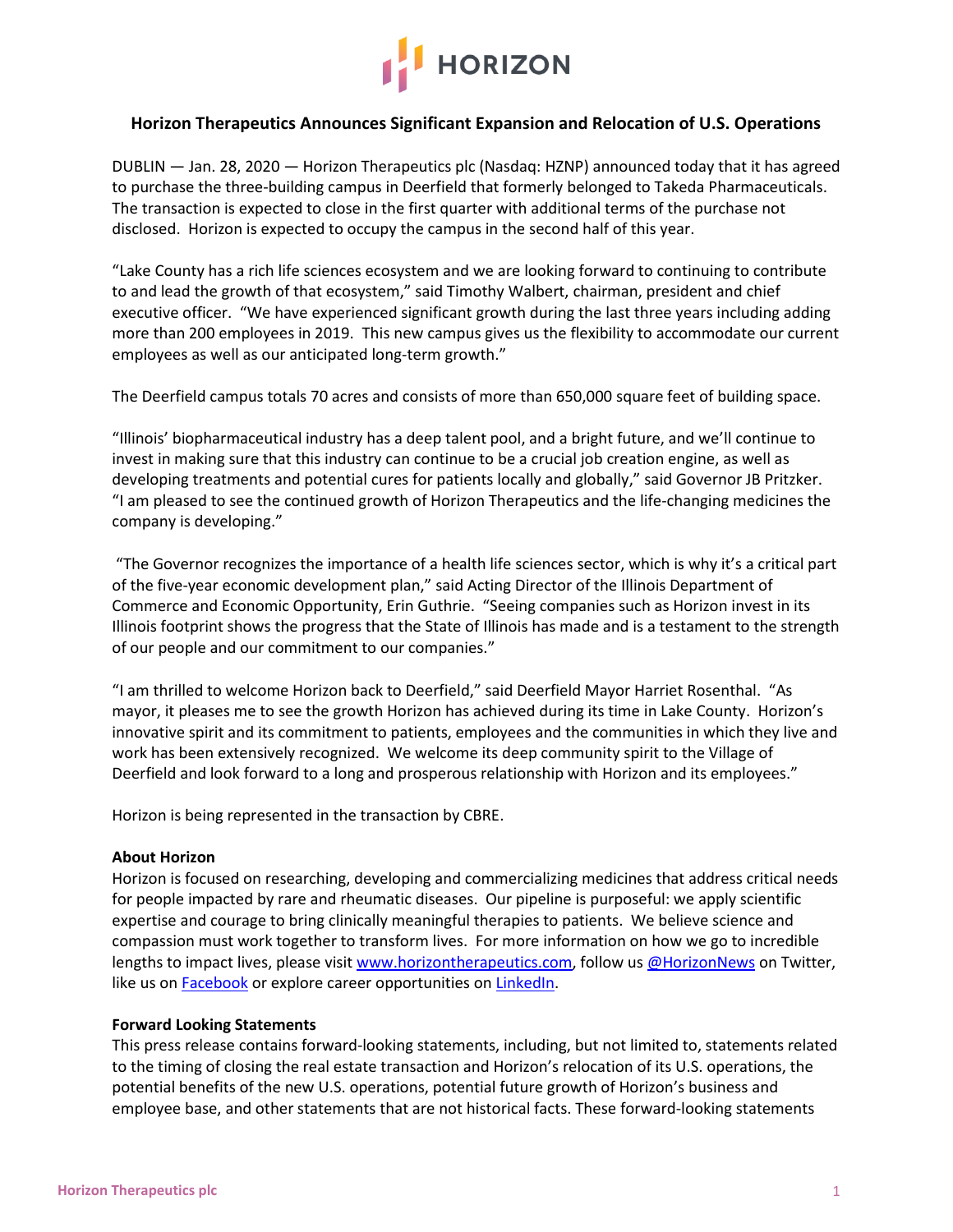HORIZON

# Horizon Therapeutics Announces Significant Expansion and Relocation of U.S. Operations

DUBLIN — Jan. 28, 2020 — Horizon Therapeutics plc (Nasdaq: HZNP) announced today that it has agreed to purchase the three-building campus in Deerfield that formerly belonged to Takeda Pharmaceuticals. The transaction is expected to close in the first quarter with additional terms of the purchase not disclosed. Horizon is expected to occupy the campus in the second half of this year.

"Lake County has a rich life sciences ecosystem and we are looking forward to continuing to contribute to and lead the growth of that ecosystem," said Timothy Walbert, chairman, president and chief executive officer. "We have experienced significant growth during the last three years including adding more than 200 employees in 2019. This new campus gives us the flexibility to accommodate our current employees as well as our anticipated long-term growth."

The Deerfield campus totals 70 acres and consists of more than 650,000 square feet of building space.

"Illinois' biopharmaceutical industry has a deep talent pool, and a bright future, and we'll continue to invest in making sure that this industry can continue to be a crucial job creation engine, as well as developing treatments and potential cures for patients locally and globally," said Governor JB Pritzker. "I am pleased to see the continued growth of Horizon Therapeutics and the life-changing medicines the company is developing."

"The Governor recognizes the importance of a health life sciences sector, which is why it's a critical part of the five-year economic development plan," said Acting Director of the Illinois Department of Commerce and Economic Opportunity, Erin Guthrie. "Seeing companies such as Horizon invest in its Illinois footprint shows the progress that the State of Illinois has made and is a testament to the strength of our people and our commitment to our companies."

"I am thrilled to welcome Horizon back to Deerfield," said Deerfield Mayor Harriet Rosenthal. "As mayor, it pleases me to see the growth Horizon has achieved during its time in Lake County. Horizon's innovative spirit and its commitment to patients, employees and the communities in which they live and work has been extensively recognized. We welcome its deep community spirit to the Village of Deerfield and look forward to a long and prosperous relationship with Horizon and its employees."

Horizon is being represented in the transaction by CBRE.

**About Horizon**

Horizon is focused on researching, developing and commercializing medicines that address critical needs for people impacted by rare and rheumatic diseases. Our pipeline is purposeful: we apply scientific expertise and courage to bring clinically meaningful therapies to patients. We believe science and compassion must work together to transform lives. For more information on how we go to incredible lengths to impact lives, please visit www.horizontherapeutics.com, follow us @HorizonNews on Twitter, like us on Facebook or explore career opportunities on LinkedIn.

**Forward Looking Statements**

This press release contains forward-looking statements, including, but not limited to, statements related to the timing of closing the real estate transaction and Horizon's relocation of its U.S. operations, the potential benefits of the new U.S. operations, potential future growth of Horizon's business and employee base, and other statements that are not historical facts. These forward-looking statements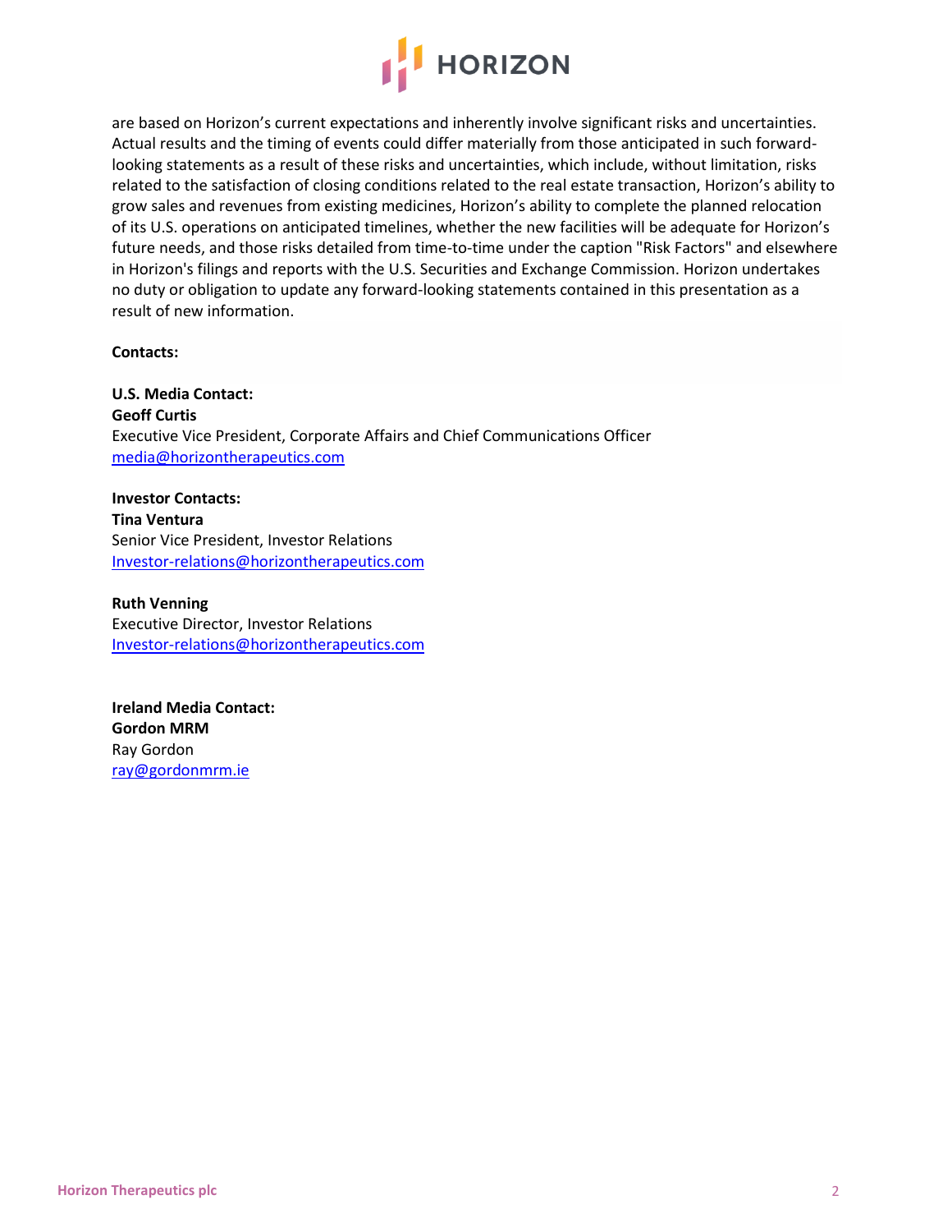are based on Horizon's current expectations and inherently involve significant risks and uncertainties. Actual results and the timing of events could differ materially from those anticipated in such forward-looking statements as a result of these risks and uncertainties, which include, without limitation, risks related to the satisfaction of closing conditions related to the real estate transaction, Horizon's ability to grow sales and revenues from existing medicines, Horizon's ability to complete the planned relocation of its U.S. operations on anticipated timelines, whether the new facilities will be adequate for Horizon's future needs, and those risks detailed from time-to-time under the caption "Risk Factors" and elsewhere in Horizon's filings and reports with the U.S. Securities and Exchange Commission. Horizon undertakes no duty or obligation to update any forward-looking statements contained in this presentation as a result of new information.

**Contacts:**

**U.S. Media Contact:**
**Geoff Curtis**
Executive Vice President, Corporate Affairs and Chief Communications Officer
media@horizontherapeutics.com

**Investor Contacts:**
**Tina Ventura**
Senior Vice President, Investor Relations
Investor-relations@horizontherapeutics.com

**Ruth Venning**
Executive Director, Investor Relations
Investor-relations@horizontherapeutics.com

**Ireland Media Contact:**
**Gordon MRM**
Ray Gordon
ray@gordonmrm.ie